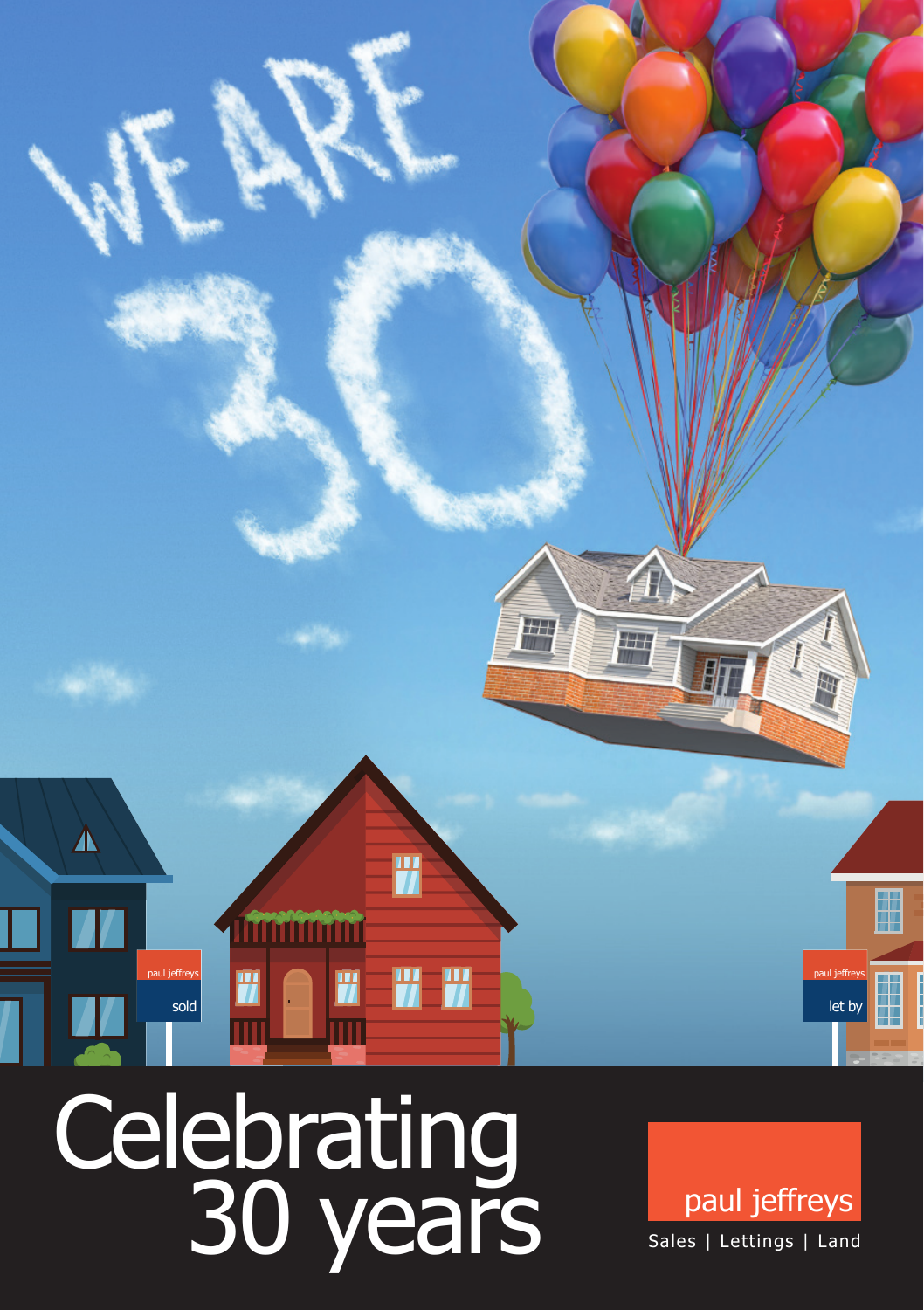WE ARE 30

# Celebrating 30 years

paul jeffreys

Sales | Lettings | Land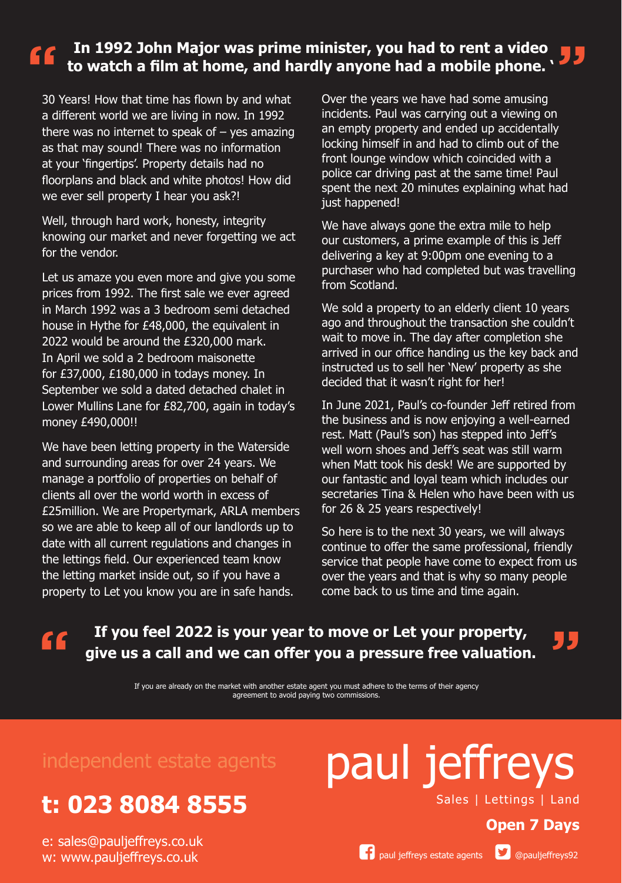**“ In 1992 John Major was prime minister, you had to rent a video to watch a film at home, and hardly anyone had a mobile phone. ‘ ”**

30 Years! How that time has flown by and what a different world we are living in now. In 1992 there was no internet to speak of – yes amazing as that may sound! There was no information at your ‘fingertips’. Property details had no floorplans and black and white photos! How did we ever sell property I hear you ask?!

Well, through hard work, honesty, integrity knowing our market and never forgetting we act for the vendor.

Let us amaze you even more and give you some prices from 1992. The first sale we ever agreed in March 1992 was a 3 bedroom semi detached house in Hythe for £48,000, the equivalent in 2022 would be around the £320,000 mark. In April we sold a 2 bedroom maisonette for £37,000, £180,000 in todays money. In September we sold a dated detached chalet in Lower Mullins Lane for £82,700, again in today’s money £490,000!!

We have been letting property in the Waterside and surrounding areas for over 24 years. We manage a portfolio of properties on behalf of clients all over the world worth in excess of £25million. We are Propertymark, ARLA members so we are able to keep all of our landlords up to date with all current regulations and changes in the lettings field. Our experienced team know the letting market inside out, so if you have a property to Let you know you are in safe hands.

Over the years we have had some amusing incidents. Paul was carrying out a viewing on an empty property and ended up accidentally locking himself in and had to climb out of the front lounge window which coincided with a police car driving past at the same time! Paul spent the next 20 minutes explaining what had just happened!

We have always gone the extra mile to help our customers, a prime example of this is Jeff delivering a key at 9:00pm one evening to a purchaser who had completed but was travelling from Scotland.

We sold a property to an elderly client 10 years ago and throughout the transaction she couldn’t wait to move in. The day after completion she arrived in our office handing us the key back and instructed us to sell her ‘New’ property as she decided that it wasn’t right for her!

In June 2021, Paul’s co-founder Jeff retired from the business and is now enjoying a well-earned rest. Matt (Paul’s son) has stepped into Jeff’s well worn shoes and Jeff’s seat was still warm when Matt took his desk! We are supported by our fantastic and loyal team which includes our secretaries Tina & Helen who have been with us for 26 & 25 years respectively!

So here is to the next 30 years, we will always continue to offer the same professional, friendly service that people have come to expect from us over the years and that is why so many people come back to us time and time again.

**“ If you feel 2022 is your year to move or Let your property, give us a call and we can offer you a pressure free valuation. ”**

If you are already on the market with another estate agent you must adhere to the terms of their agency agreement to avoid paying two commissions.

independent estate agents

**t: 023 8084 8555**

e: sales@pauljeffreys.co.uk
w: www.pauljeffreys.co.uk

paul jeffreys

Sales | Lettings | Land

**Open 7 Days**

paul jeffreys estate agents @pauljeffreys92